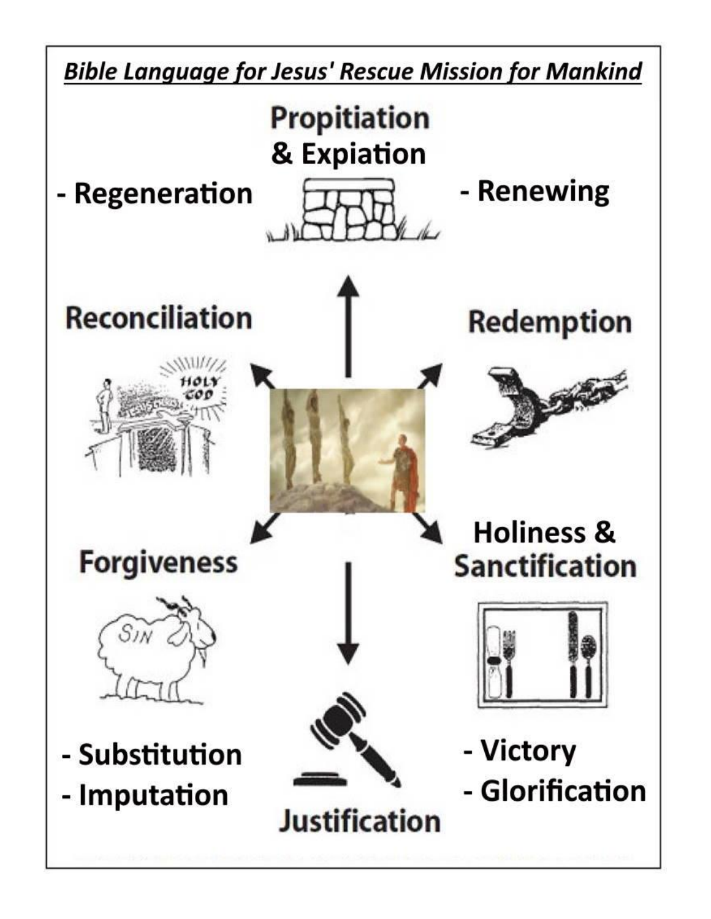***Bible Language for Jesus' Rescue Mission for Mankind***

**Propitiation & Expiation**

**- Regeneration**

**- Renewing**

**Reconciliation**

**Redemption**

**Forgiveness**

**Holiness & Sanctification**

**- Substitution**
**- Imputation**

**- Victory**
**- Glorification**

**Justification**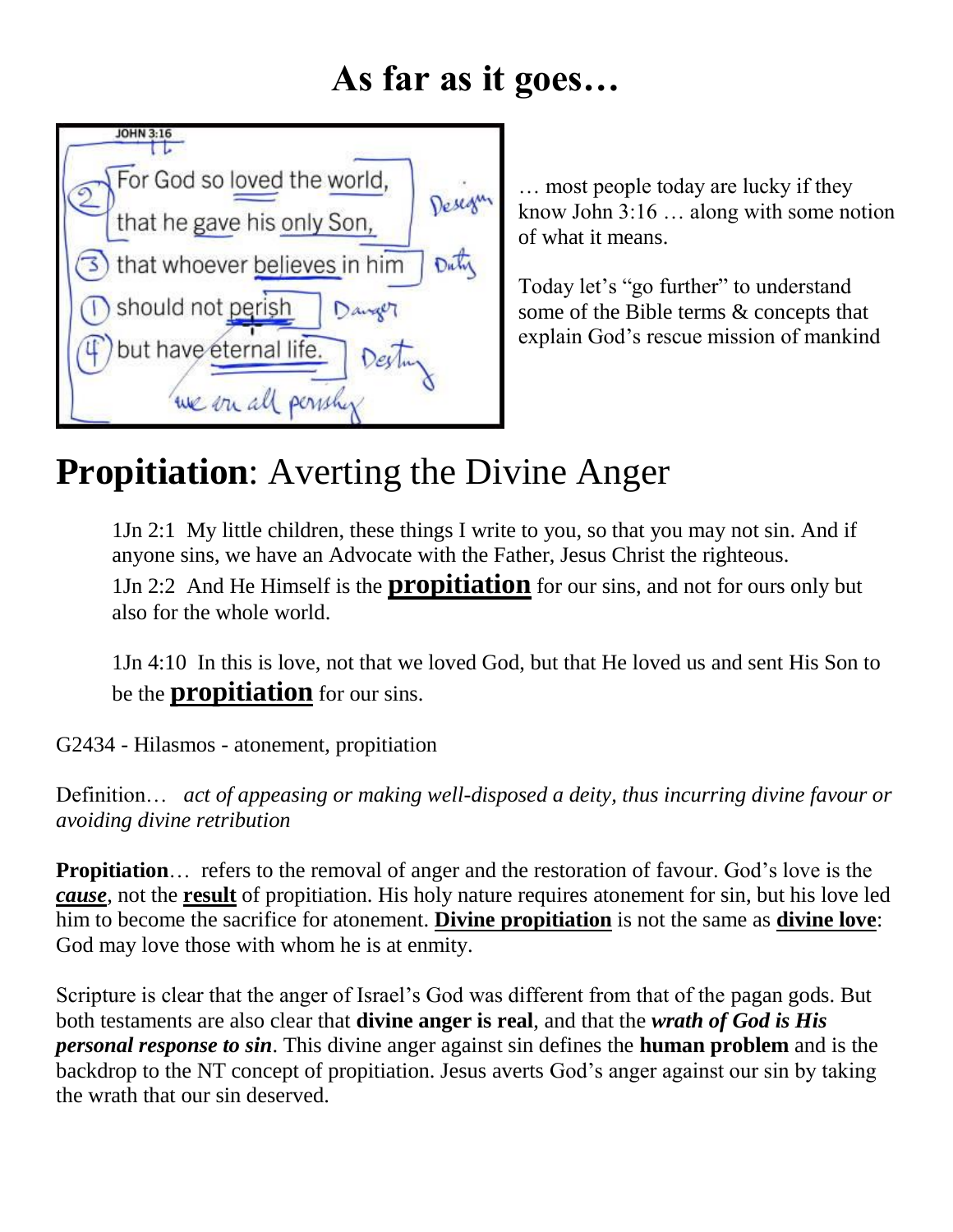# As far as it goes…

JOHN 3:16

(2) For God so loved the world, that he gave his only Son, — Design

(3) that whoever believes in him — Duty

(1) should not perish — Danger

(4) but have eternal life. — Destiny

we are all perishing

… most people today are lucky if they know John 3:16 … along with some notion of what it means.

Today let's "go further" to understand some of the Bible terms & concepts that explain God's rescue mission of mankind

# **Propitiation**: Averting the Divine Anger

> 1Jn 2:1 My little children, these things I write to you, so that you may not sin. And if anyone sins, we have an Advocate with the Father, Jesus Christ the righteous.
>
> 1Jn 2:2 And He Himself is the **propitiation** for our sins, and not for ours only but also for the whole world.
>
> 1Jn 4:10 In this is love, not that we loved God, but that He loved us and sent His Son to be the **propitiation** for our sins.

G2434 - Hilasmos - atonement, propitiation

Definition… *act of appeasing or making well-disposed a deity, thus incurring divine favour or avoiding divine retribution*

**Propitiation**… refers to the removal of anger and the restoration of favour. God's love is the ***cause***, not the **result** of propitiation. His holy nature requires atonement for sin, but his love led him to become the sacrifice for atonement. **Divine propitiation** is not the same as **divine love**: God may love those with whom he is at enmity.

Scripture is clear that the anger of Israel's God was different from that of the pagan gods. But both testaments are also clear that **divine anger is real**, and that the ***wrath of God is His personal response to sin***. This divine anger against sin defines the **human problem** and is the backdrop to the NT concept of propitiation. Jesus averts God's anger against our sin by taking the wrath that our sin deserved.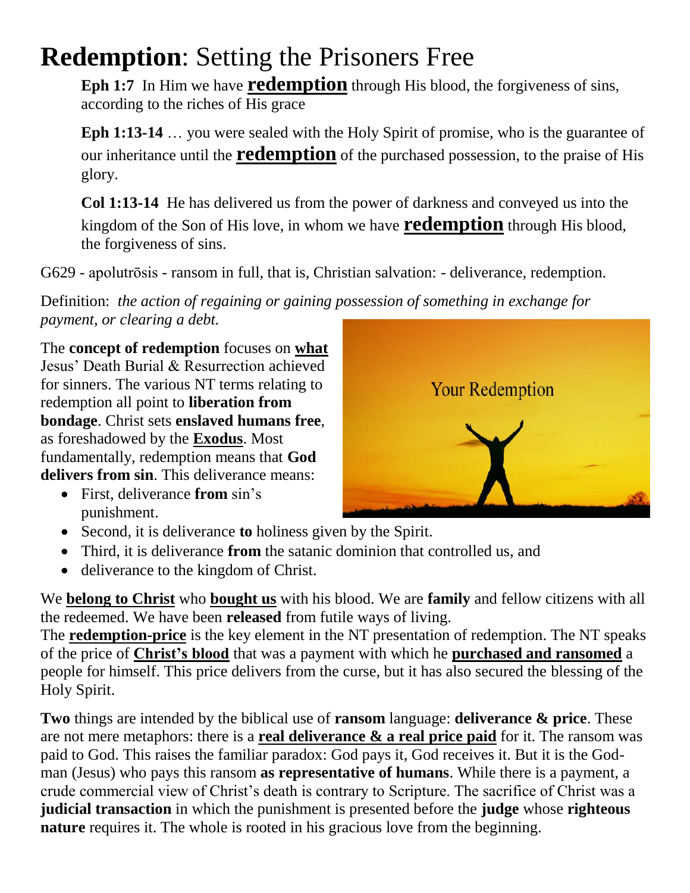# **Redemption**: Setting the Prisoners Free

**Eph 1:7** In Him we have **redemption** through His blood, the forgiveness of sins, according to the riches of His grace

**Eph 1:13-14** … you were sealed with the Holy Spirit of promise, who is the guarantee of our inheritance until the **redemption** of the purchased possession, to the praise of His glory.

**Col 1:13-14** He has delivered us from the power of darkness and conveyed us into the kingdom of the Son of His love, in whom we have **redemption** through His blood, the forgiveness of sins.

G629 - apolutrōsis - ransom in full, that is, Christian salvation: - deliverance, redemption.

Definition: *the action of regaining or gaining possession of something in exchange for payment, or clearing a debt.*

The **concept of redemption** focuses on **what** Jesus' Death Burial & Resurrection achieved for sinners. The various NT terms relating to redemption all point to **liberation from bondage**. Christ sets **enslaved humans free**, as foreshadowed by the **Exodus**. Most fundamentally, redemption means that **God delivers from sin**. This deliverance means:

- First, deliverance **from** sin's punishment.
- Second, it is deliverance **to** holiness given by the Spirit.
- Third, it is deliverance **from** the satanic dominion that controlled us, and
- deliverance to the kingdom of Christ.

We **belong to Christ** who **bought us** with his blood. We are **family** and fellow citizens with all the redeemed. We have been **released** from futile ways of living.
The **redemption-price** is the key element in the NT presentation of redemption. The NT speaks of the price of **Christ's blood** that was a payment with which he **purchased and ransomed** a people for himself. This price delivers from the curse, but it has also secured the blessing of the Holy Spirit.

**Two** things are intended by the biblical use of **ransom** language: **deliverance & price**. These are not mere metaphors: there is a **real deliverance & a real price paid** for it. The ransom was paid to God. This raises the familiar paradox: God pays it, God receives it. But it is the God-man (Jesus) who pays this ransom **as representative of humans**. While there is a payment, a crude commercial view of Christ's death is contrary to Scripture. The sacrifice of Christ was a **judicial transaction** in which the punishment is presented before the **judge** whose **righteous nature** requires it. The whole is rooted in his gracious love from the beginning.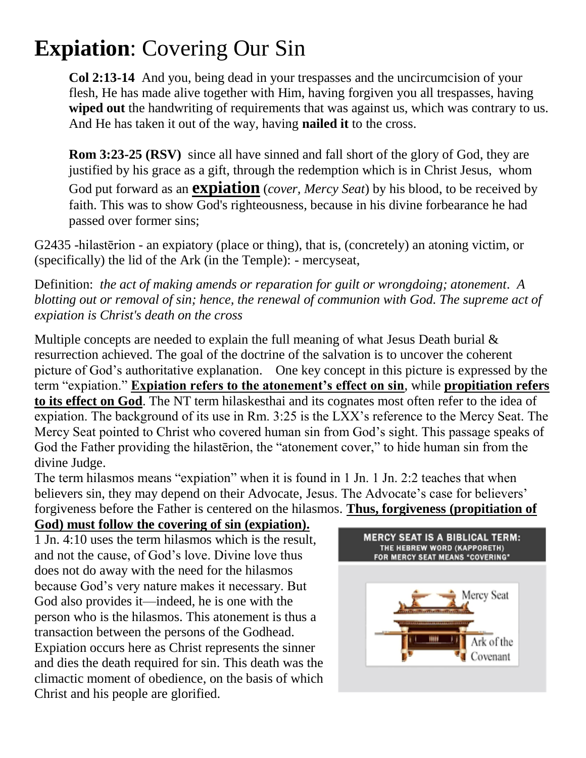# **Expiation**: Covering Our Sin

**Col 2:13-14** And you, being dead in your trespasses and the uncircumcision of your flesh, He has made alive together with Him, having forgiven you all trespasses, having **wiped out** the handwriting of requirements that was against us, which was contrary to us. And He has taken it out of the way, having **nailed it** to the cross.

**Rom 3:23-25 (RSV)** since all have sinned and fall short of the glory of God, they are justified by his grace as a gift, through the redemption which is in Christ Jesus, whom God put forward as an **<u>expiation</u>** (*cover, Mercy Seat*) by his blood, to be received by faith. This was to show God's righteousness, because in his divine forbearance he had passed over former sins;

G2435 -hilastērion - an expiatory (place or thing), that is, (concretely) an atoning victim, or (specifically) the lid of the Ark (in the Temple): - mercyseat,

Definition: *the act of making amends or reparation for guilt or wrongdoing; atonement. A blotting out or removal of sin; hence, the renewal of communion with God. The supreme act of expiation is Christ's death on the cross*

Multiple concepts are needed to explain the full meaning of what Jesus Death burial & resurrection achieved. The goal of the doctrine of the salvation is to uncover the coherent picture of God's authoritative explanation. One key concept in this picture is expressed by the term "expiation." **<u>Expiation refers to the atonement's effect on sin</u>**, while **<u>propitiation refers to its effect on God</u>**. The NT term hilaskesthai and its cognates most often refer to the idea of expiation. The background of its use in Rm. 3:25 is the LXX's reference to the Mercy Seat. The Mercy Seat pointed to Christ who covered human sin from God's sight. This passage speaks of God the Father providing the hilastērion, the "atonement cover," to hide human sin from the divine Judge.

The term hilasmos means "expiation" when it is found in 1 Jn. 1 Jn. 2:2 teaches that when believers sin, they may depend on their Advocate, Jesus. The Advocate's case for believers' forgiveness before the Father is centered on the hilasmos. **<u>Thus, forgiveness (propitiation of God) must follow the covering of sin (expiation).</u>**

1 Jn. 4:10 uses the term hilasmos which is the result, and not the cause, of God's love. Divine love thus does not do away with the need for the hilasmos because God's very nature makes it necessary. But God also provides it—indeed, he is one with the person who is the hilasmos. This atonement is thus a transaction between the persons of the Godhead. Expiation occurs here as Christ represents the sinner and dies the death required for sin. This death was the climactic moment of obedience, on the basis of which Christ and his people are glorified.

**MERCY SEAT IS A BIBLICAL TERM:**
**THE HEBREW WORD (KAPPORETH) FOR MERCY SEAT MEANS "COVERING"**

Mercy Seat

Ark of the Covenant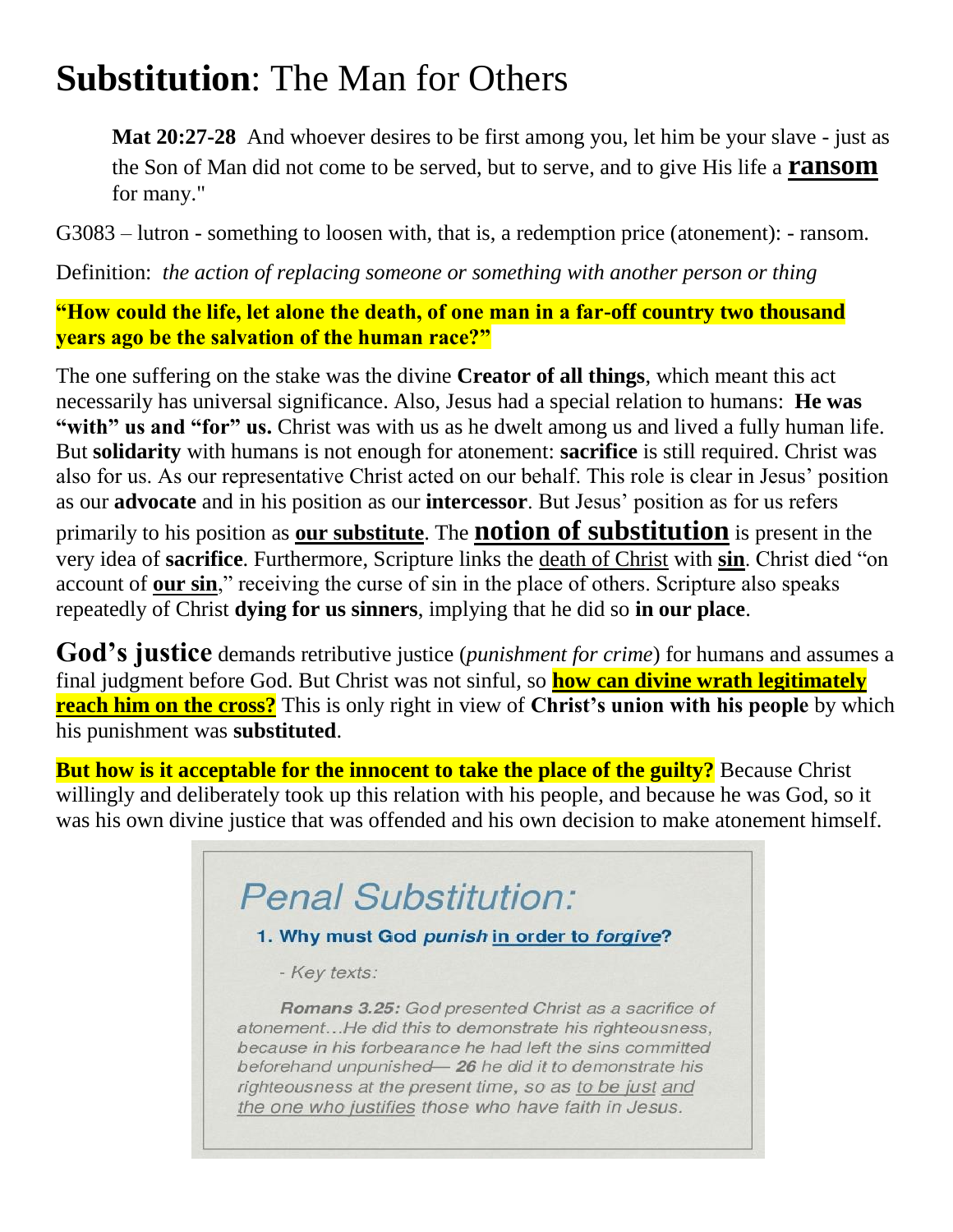# **Substitution**: The Man for Others

> **Mat 20:27-28** And whoever desires to be first among you, let him be your slave - just as the Son of Man did not come to be served, but to serve, and to give His life a **ransom** for many."

G3083 – lutron - something to loosen with, that is, a redemption price (atonement): - ransom.

Definition: *the action of replacing someone or something with another person or thing*

**"How could the life, let alone the death, of one man in a far-off country two thousand years ago be the salvation of the human race?"**

The one suffering on the stake was the divine **Creator of all things**, which meant this act necessarily has universal significance. Also, Jesus had a special relation to humans: **He was "with" us and "for" us.** Christ was with us as he dwelt among us and lived a fully human life. But **solidarity** with humans is not enough for atonement: **sacrifice** is still required. Christ was also for us. As our representative Christ acted on our behalf. This role is clear in Jesus' position as our **advocate** and in his position as our **intercessor**. But Jesus' position as for us refers primarily to his position as **our substitute**. The **notion of substitution** is present in the very idea of **sacrifice**. Furthermore, Scripture links the death of Christ with **sin**. Christ died "on account of **our sin**," receiving the curse of sin in the place of others. Scripture also speaks repeatedly of Christ **dying for us sinners**, implying that he did so **in our place**.

**God's justice** demands retributive justice (*punishment for crime*) for humans and assumes a final judgment before God. But Christ was not sinful, so **how can divine wrath legitimately reach him on the cross?** This is only right in view of **Christ's union with his people** by which his punishment was **substituted**.

**But how is it acceptable for the innocent to take the place of the guilty?** Because Christ willingly and deliberately took up this relation with his people, and because he was God, so it was his own divine justice that was offended and his own decision to make atonement himself.

## *Penal Substitution:*

**1. Why must God *punish* in order to *forgive*?**

*- Key texts:*

> ***Romans 3.25:*** *God presented Christ as a sacrifice of atonement…He did this to demonstrate his righteousness, because in his forbearance he had left the sins committed beforehand unpunished— **26** he did it to demonstrate his righteousness at the present time, so as to be just and the one who justifies those who have faith in Jesus.*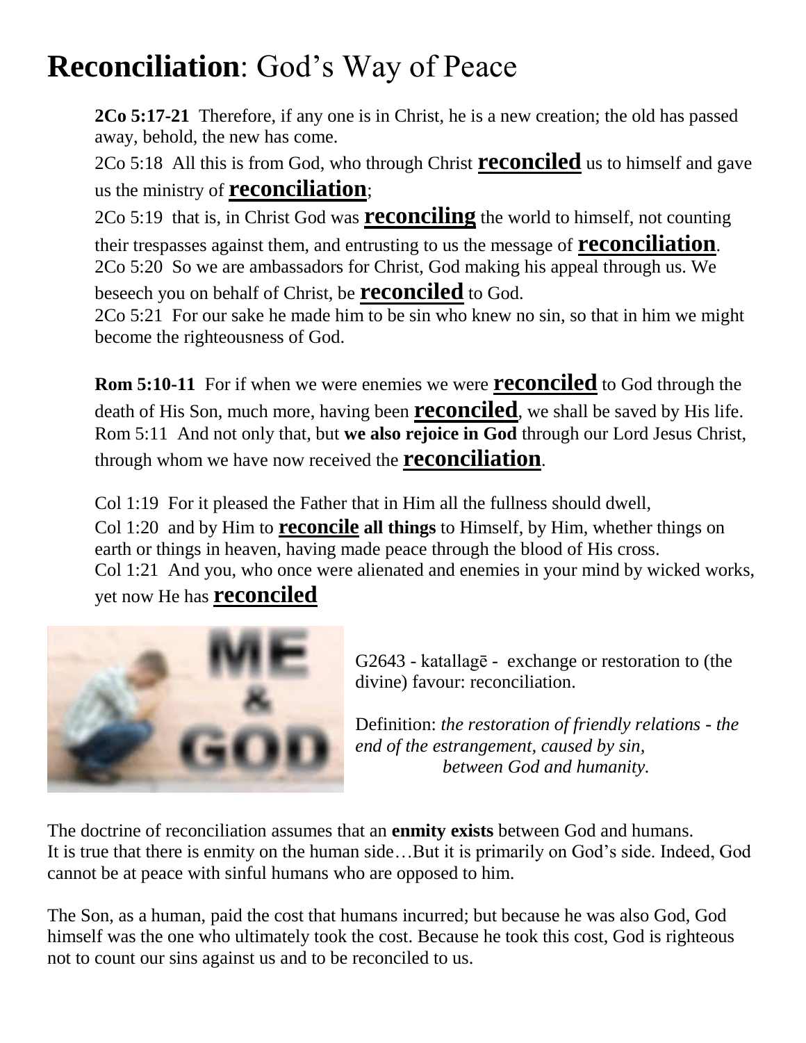# **Reconciliation**: God's Way of Peace

**2Co 5:17-21** Therefore, if any one is in Christ, he is a new creation; the old has passed away, behold, the new has come.
2Co 5:18 All this is from God, who through Christ **reconciled** us to himself and gave us the ministry of **reconciliation**;
2Co 5:19 that is, in Christ God was **reconciling** the world to himself, not counting their trespasses against them, and entrusting to us the message of **reconciliation**.
2Co 5:20 So we are ambassadors for Christ, God making his appeal through us. We beseech you on behalf of Christ, be **reconciled** to God.
2Co 5:21 For our sake he made him to be sin who knew no sin, so that in him we might become the righteousness of God.

**Rom 5:10-11** For if when we were enemies we were **reconciled** to God through the death of His Son, much more, having been **reconciled**, we shall be saved by His life.
Rom 5:11 And not only that, but **we also rejoice in God** through our Lord Jesus Christ, through whom we have now received the **reconciliation**.

Col 1:19 For it pleased the Father that in Him all the fullness should dwell,
Col 1:20 and by Him to **reconcile all things** to Himself, by Him, whether things on earth or things in heaven, having made peace through the blood of His cross.
Col 1:21 And you, who once were alienated and enemies in your mind by wicked works, yet now He has **reconciled**

G2643 - katallagē - exchange or restoration to (the divine) favour: reconciliation.

Definition: *the restoration of friendly relations - the end of the estrangement, caused by sin, between God and humanity.*

The doctrine of reconciliation assumes that an **enmity exists** between God and humans.
It is true that there is enmity on the human side…But it is primarily on God's side. Indeed, God cannot be at peace with sinful humans who are opposed to him.

The Son, as a human, paid the cost that humans incurred; but because he was also God, God himself was the one who ultimately took the cost. Because he took this cost, God is righteous not to count our sins against us and to be reconciled to us.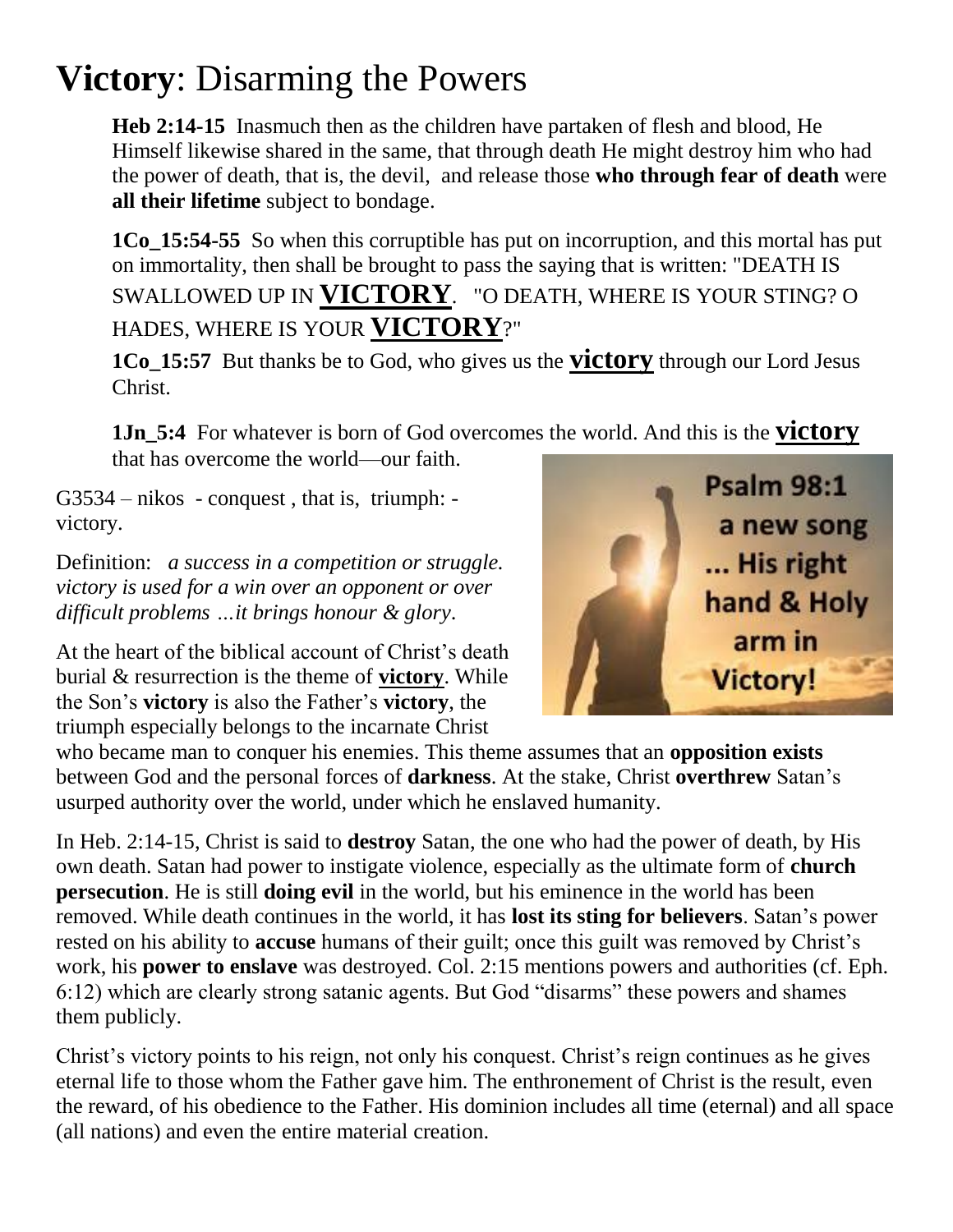# **Victory**: Disarming the Powers

**Heb 2:14-15** Inasmuch then as the children have partaken of flesh and blood, He Himself likewise shared in the same, that through death He might destroy him who had the power of death, that is, the devil, and release those **who through fear of death** were **all their lifetime** subject to bondage.

**1Co_15:54-55** So when this corruptible has put on incorruption, and this mortal has put on immortality, then shall be brought to pass the saying that is written: "DEATH IS SWALLOWED UP IN **VICTORY**. "O DEATH, WHERE IS YOUR STING? O HADES, WHERE IS YOUR **VICTORY**?"

**1Co_15:57** But thanks be to God, who gives us the **victory** through our Lord Jesus Christ.

**1Jn_5:4** For whatever is born of God overcomes the world. And this is the **victory** that has overcome the world—our faith.

G3534 – nikos - conquest , that is, triumph: - victory.

Definition: *a success in a competition or struggle. victory is used for a win over an opponent or over difficult problems …it brings honour & glory*.

Psalm 98:1 a new song ... His right hand & Holy arm in Victory!

At the heart of the biblical account of Christ's death burial & resurrection is the theme of **victory**. While the Son's **victory** is also the Father's **victory**, the triumph especially belongs to the incarnate Christ who became man to conquer his enemies. This theme assumes that an **opposition exists** between God and the personal forces of **darkness**. At the stake, Christ **overthrew** Satan's usurped authority over the world, under which he enslaved humanity.

In Heb. 2:14-15, Christ is said to **destroy** Satan, the one who had the power of death, by His own death. Satan had power to instigate violence, especially as the ultimate form of **church persecution**. He is still **doing evil** in the world, but his eminence in the world has been removed. While death continues in the world, it has **lost its sting for believers**. Satan's power rested on his ability to **accuse** humans of their guilt; once this guilt was removed by Christ's work, his **power to enslave** was destroyed. Col. 2:15 mentions powers and authorities (cf. Eph. 6:12) which are clearly strong satanic agents. But God "disarms" these powers and shames them publicly.

Christ's victory points to his reign, not only his conquest. Christ's reign continues as he gives eternal life to those whom the Father gave him. The enthronement of Christ is the result, even the reward, of his obedience to the Father. His dominion includes all time (eternal) and all space (all nations) and even the entire material creation.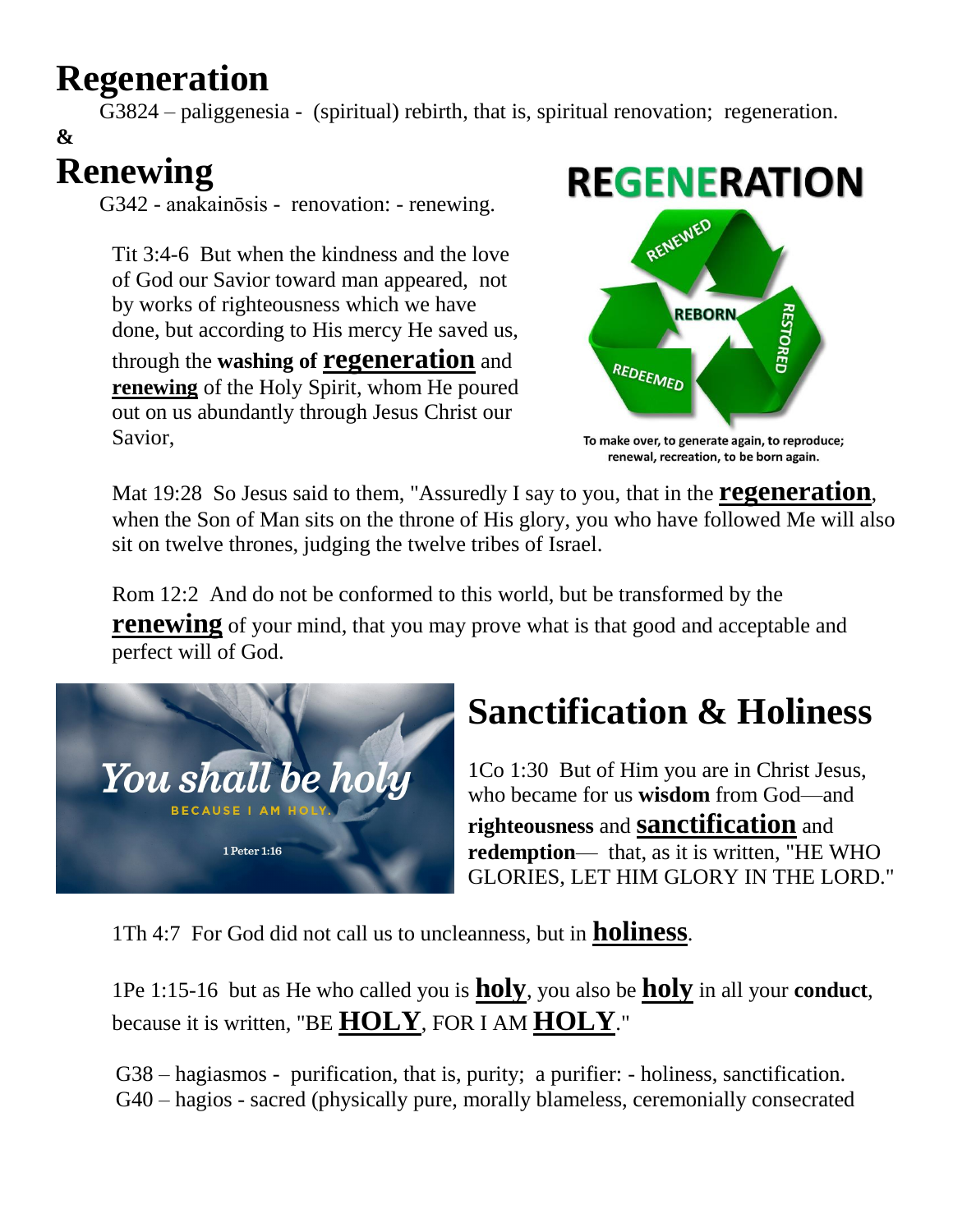# Regeneration

G3824 – paliggenesia - (spiritual) rebirth, that is, spiritual renovation; regeneration.

**&**

# Renewing

G342 - anakainōsis - renovation: - renewing.

Tit 3:4-6 But when the kindness and the love of God our Savior toward man appeared, not by works of righteousness which we have done, but according to His mercy He saved us, through the **washing of <u>regeneration</u>** and **<u>renewing</u>** of the Holy Spirit, whom He poured out on us abundantly through Jesus Christ our Savior,

**REGENERATION**

RENEWED REBORN RESTORED REDEEMED

**To make over, to generate again, to reproduce; renewal, recreation, to be born again.**

Mat 19:28 So Jesus said to them, "Assuredly I say to you, that in the **<u>regeneration</u>**, when the Son of Man sits on the throne of His glory, you who have followed Me will also sit on twelve thrones, judging the twelve tribes of Israel.

Rom 12:2 And do not be conformed to this world, but be transformed by the **<u>renewing</u>** of your mind, that you may prove what is that good and acceptable and perfect will of God.

*You shall be holy*

BECAUSE I AM HOLY.

1 Peter 1:16

# Sanctification & Holiness

1Co 1:30 But of Him you are in Christ Jesus, who became for us **wisdom** from God—and **righteousness** and **<u>sanctification</u>** and **redemption**— that, as it is written, "HE WHO GLORIES, LET HIM GLORY IN THE LORD."

1Th 4:7 For God did not call us to uncleanness, but in **<u>holiness</u>**.

1Pe 1:15-16 but as He who called you is **<u>holy</u>**, you also be **<u>holy</u>** in all your **conduct**, because it is written, "BE **<u>HOLY</u>**, FOR I AM **<u>HOLY</u>**."

G38 – hagiasmos - purification, that is, purity; a purifier: - holiness, sanctification.
G40 – hagios - sacred (physically pure, morally blameless, ceremonially consecrated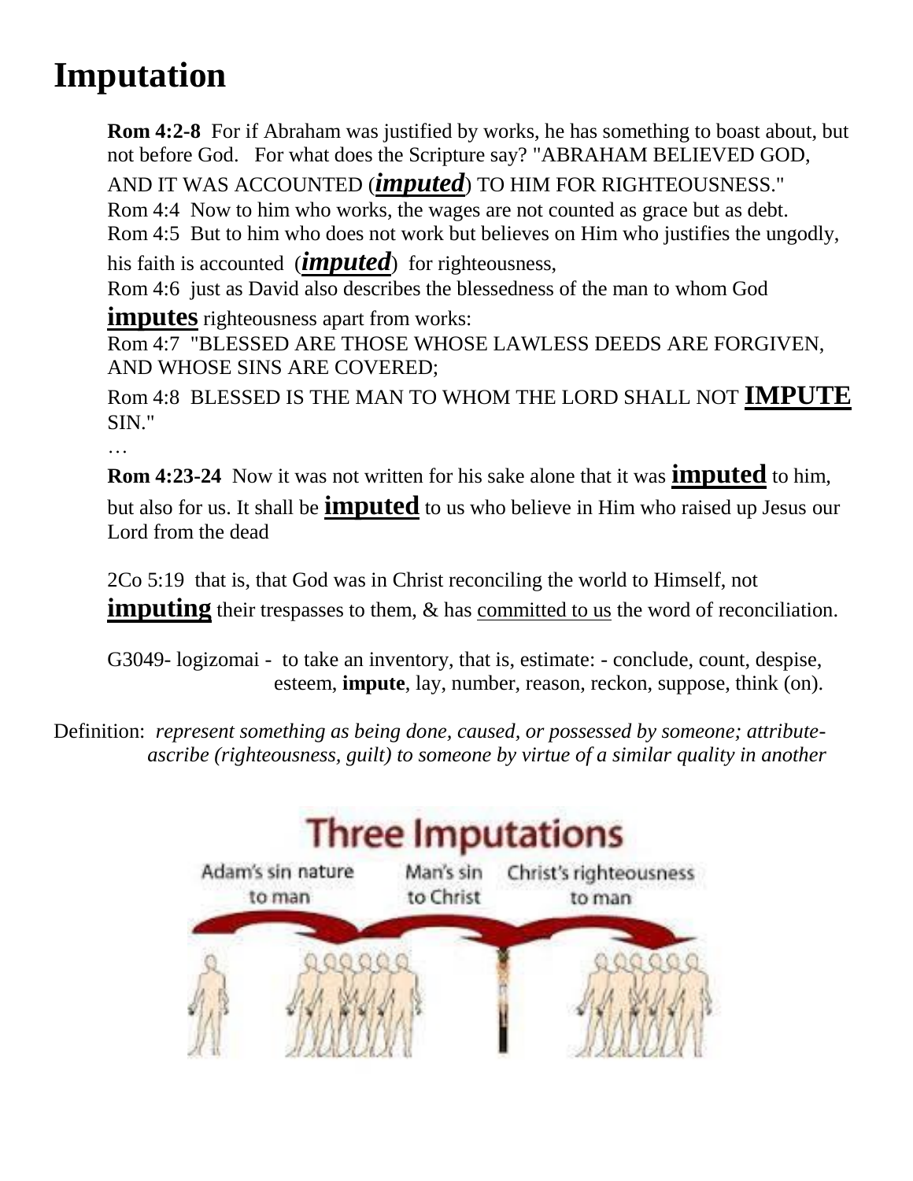# Imputation

**Rom 4:2-8** For if Abraham was justified by works, he has something to boast about, but not before God. For what does the Scripture say? "ABRAHAM BELIEVED GOD, AND IT WAS ACCOUNTED (***imputed***) TO HIM FOR RIGHTEOUSNESS."
Rom 4:4 Now to him who works, the wages are not counted as grace but as debt.
Rom 4:5 But to him who does not work but believes on Him who justifies the ungodly, his faith is accounted (***imputed***) for righteousness,
Rom 4:6 just as David also describes the blessedness of the man to whom God **imputes** righteousness apart from works:
Rom 4:7 "BLESSED ARE THOSE WHOSE LAWLESS DEEDS ARE FORGIVEN, AND WHOSE SINS ARE COVERED;
Rom 4:8 BLESSED IS THE MAN TO WHOM THE LORD SHALL NOT **IMPUTE** SIN."
…

**Rom 4:23-24** Now it was not written for his sake alone that it was **imputed** to him, but also for us. It shall be **imputed** to us who believe in Him who raised up Jesus our Lord from the dead

2Co 5:19 that is, that God was in Christ reconciling the world to Himself, not **imputing** their trespasses to them, & has committed to us the word of reconciliation.

G3049- logizomai - to take an inventory, that is, estimate: - conclude, count, despise, esteem, **impute**, lay, number, reason, reckon, suppose, think (on).

Definition: *represent something as being done, caused, or possessed by someone; attribute-ascribe (righteousness, guilt) to someone by virtue of a similar quality in another*

Three Imputations

Adam's sin nature to man | Man's sin to Christ | Christ's righteousness to man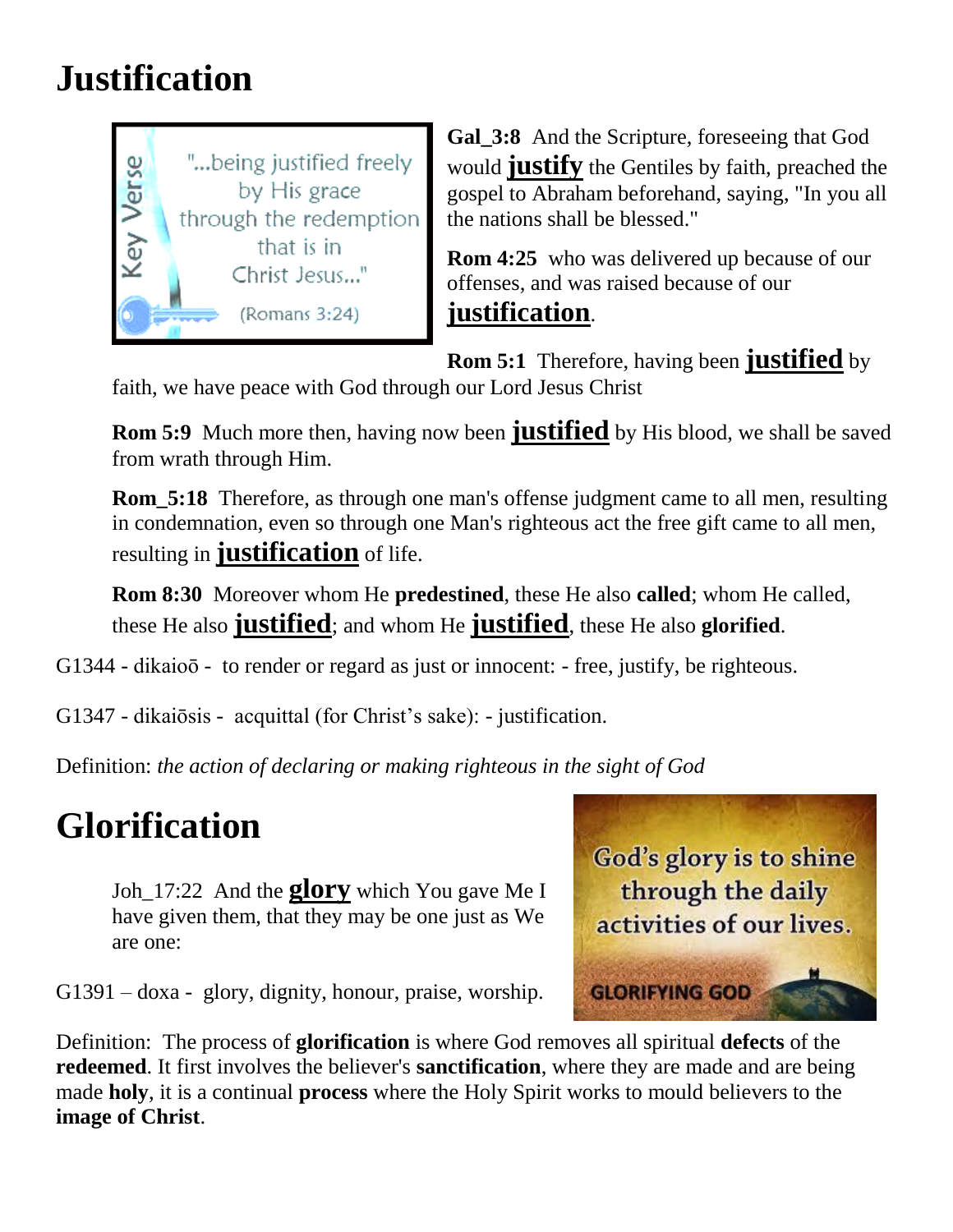# Justification

"...being justified freely by His grace through the redemption that is in Christ Jesus..." (Romans 3:24)

**Gal_3:8** And the Scripture, foreseeing that God would **justify** the Gentiles by faith, preached the gospel to Abraham beforehand, saying, "In you all the nations shall be blessed."

**Rom 4:25** who was delivered up because of our offenses, and was raised because of our **justification**.

**Rom 5:1** Therefore, having been **justified** by faith, we have peace with God through our Lord Jesus Christ

**Rom 5:9** Much more then, having now been **justified** by His blood, we shall be saved from wrath through Him.

**Rom_5:18** Therefore, as through one man's offense judgment came to all men, resulting in condemnation, even so through one Man's righteous act the free gift came to all men, resulting in **justification** of life.

**Rom 8:30** Moreover whom He **predestined**, these He also **called**; whom He called, these He also **justified**; and whom He **justified**, these He also **glorified**.

G1344 - dikaioō - to render or regard as just or innocent: - free, justify, be righteous.

G1347 - dikaiōsis - acquittal (for Christ's sake): - justification.

Definition: *the action of declaring or making righteous in the sight of God*

# Glorification

Joh_17:22 And the **glory** which You gave Me I have given them, that they may be one just as We are one:

God's glory is to shine through the daily activities of our lives.

GLORIFYING GOD

G1391 – doxa - glory, dignity, honour, praise, worship.

Definition: The process of **glorification** is where God removes all spiritual **defects** of the **redeemed**. It first involves the believer's **sanctification**, where they are made and are being made **holy**, it is a continual **process** where the Holy Spirit works to mould believers to the **image of Christ**.